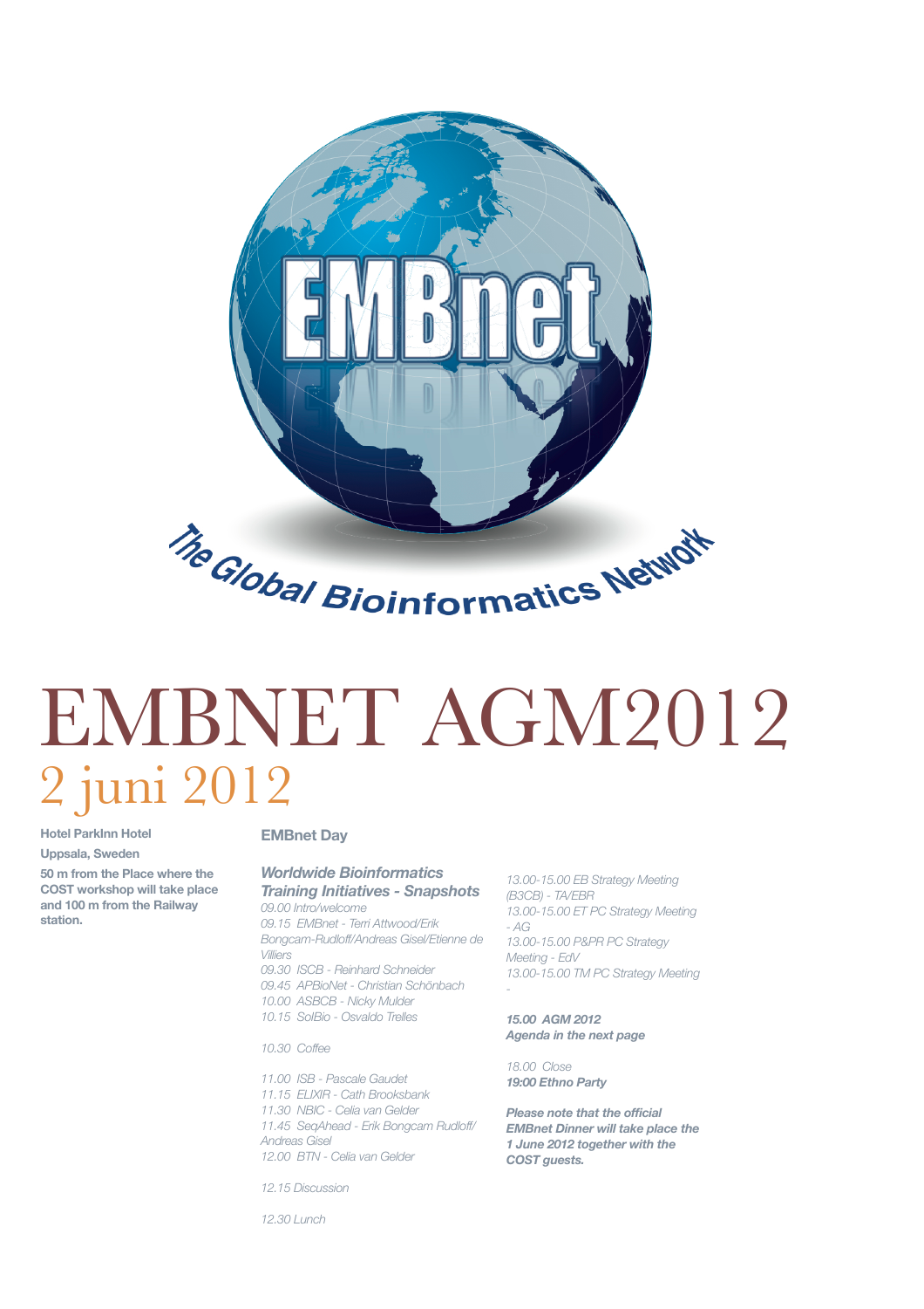# EMBNET AGM2012

## 2 juni 2012

**Hotel ParkInn Hotel**

**Uppsala, Sweden**

**50 m from the Place where the COST workshop will take place and 100 m from the Railway station.**

### EMBnet Day

***Worldwide Bioinformatics Training Initiatives - Snapshots***

*09.00 Intro/welcome*
*09.15 EMBnet - Terri Attwood/Erik Bongcam-Rudloff/Andreas Gisel/Etienne de Villiers*
*09.30 ISCB - Reinhard Schneider*
*09.45 APBioNet - Christian Schönbach*
*10.00 ASBCB - Nicky Mulder*
*10.15 SolBio - Osvaldo Trelles*

*10.30 Coffee*

*11.00 ISB - Pascale Gaudet*
*11.15 ELIXIR - Cath Brooksbank*
*11.30 NBIC - Celia van Gelder*
*11.45 SeqAhead - Erik Bongcam Rudloff/ Andreas Gisel*
*12.00 BTN - Celia van Gelder*

*12.15 Discussion*

*12.30 Lunch*

*13.00-15.00 EB Strategy Meeting (B3CB) - TA/EBR*
*13.00-15.00 ET PC Strategy Meeting - AG*
*13.00-15.00 P&PR PC Strategy Meeting - EdV*
*13.00-15.00 TM PC Strategy Meeting -*

***15.00 AGM 2012***
***Agenda in the next page***

*18.00 Close*
***19:00 Ethno Party***

***Please note that the official EMBnet Dinner will take place the 1 June 2012 together with the COST guests.***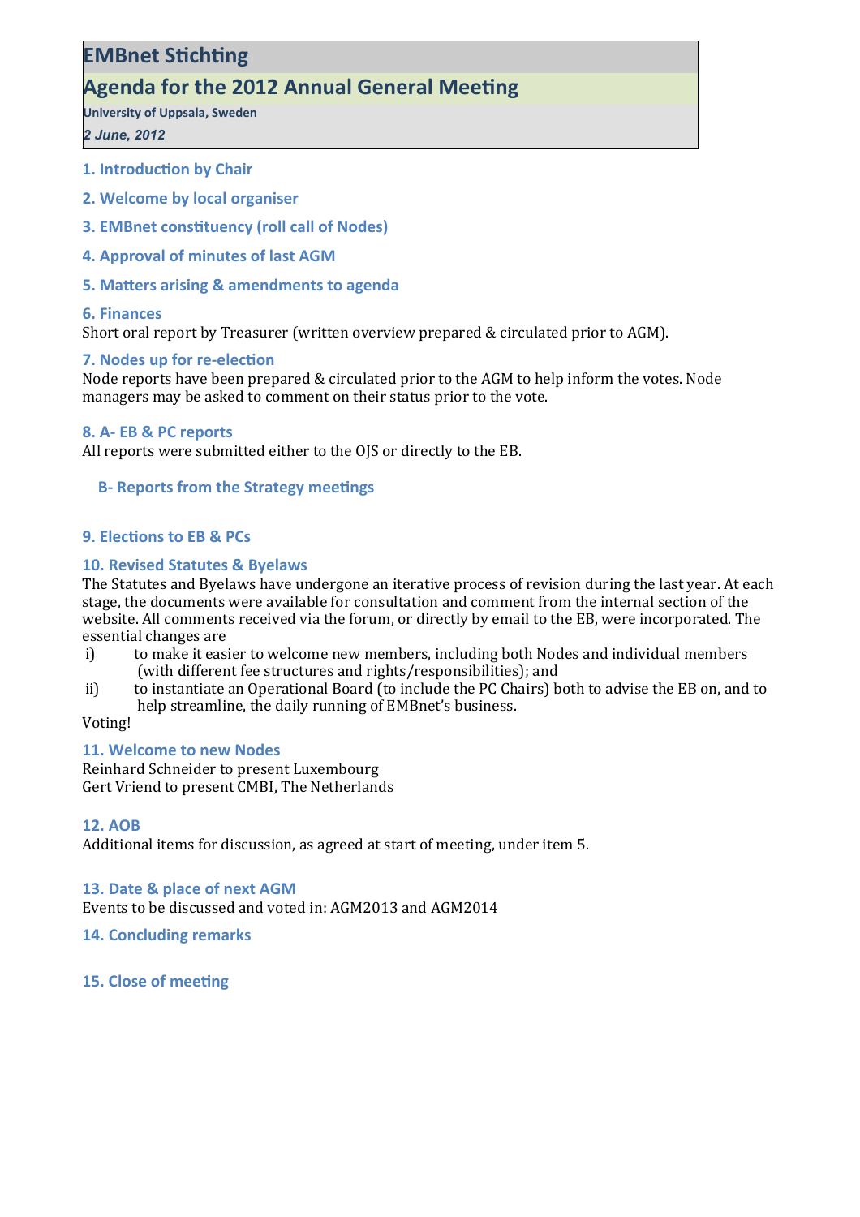# EMBnet Stichting

## Agenda for the 2012 Annual General Meeting

**University of Uppsala, Sweden**

***2 June, 2012***

### 1. Introduction by Chair

### 2. Welcome by local organiser

### 3. EMBnet constituency (roll call of Nodes)

### 4. Approval of minutes of last AGM

### 5. Matters arising & amendments to agenda

### 6. Finances

Short oral report by Treasurer (written overview prepared & circulated prior to AGM).

### 7. Nodes up for re-election

Node reports have been prepared & circulated prior to the AGM to help inform the votes. Node managers may be asked to comment on their status prior to the vote.

### 8. A- EB & PC reports

All reports were submitted either to the OJS or directly to the EB.

#### B- Reports from the Strategy meetings

### 9. Elections to EB & PCs

### 10. Revised Statutes & Byelaws

The Statutes and Byelaws have undergone an iterative process of revision during the last year. At each stage, the documents were available for consultation and comment from the internal section of the website. All comments received via the forum, or directly by email to the EB, were incorporated. The essential changes are

i) to make it easier to welcome new members, including both Nodes and individual members (with different fee structures and rights/responsibilities); and

ii) to instantiate an Operational Board (to include the PC Chairs) both to advise the EB on, and to help streamline, the daily running of EMBnet's business.

Voting!

### 11. Welcome to new Nodes

Reinhard Schneider to present Luxembourg

Gert Vriend to present CMBI, The Netherlands

### 12. AOB

Additional items for discussion, as agreed at start of meeting, under item 5.

### 13. Date & place of next AGM

Events to be discussed and voted in: AGM2013 and AGM2014

### 14. Concluding remarks

### 15. Close of meeting